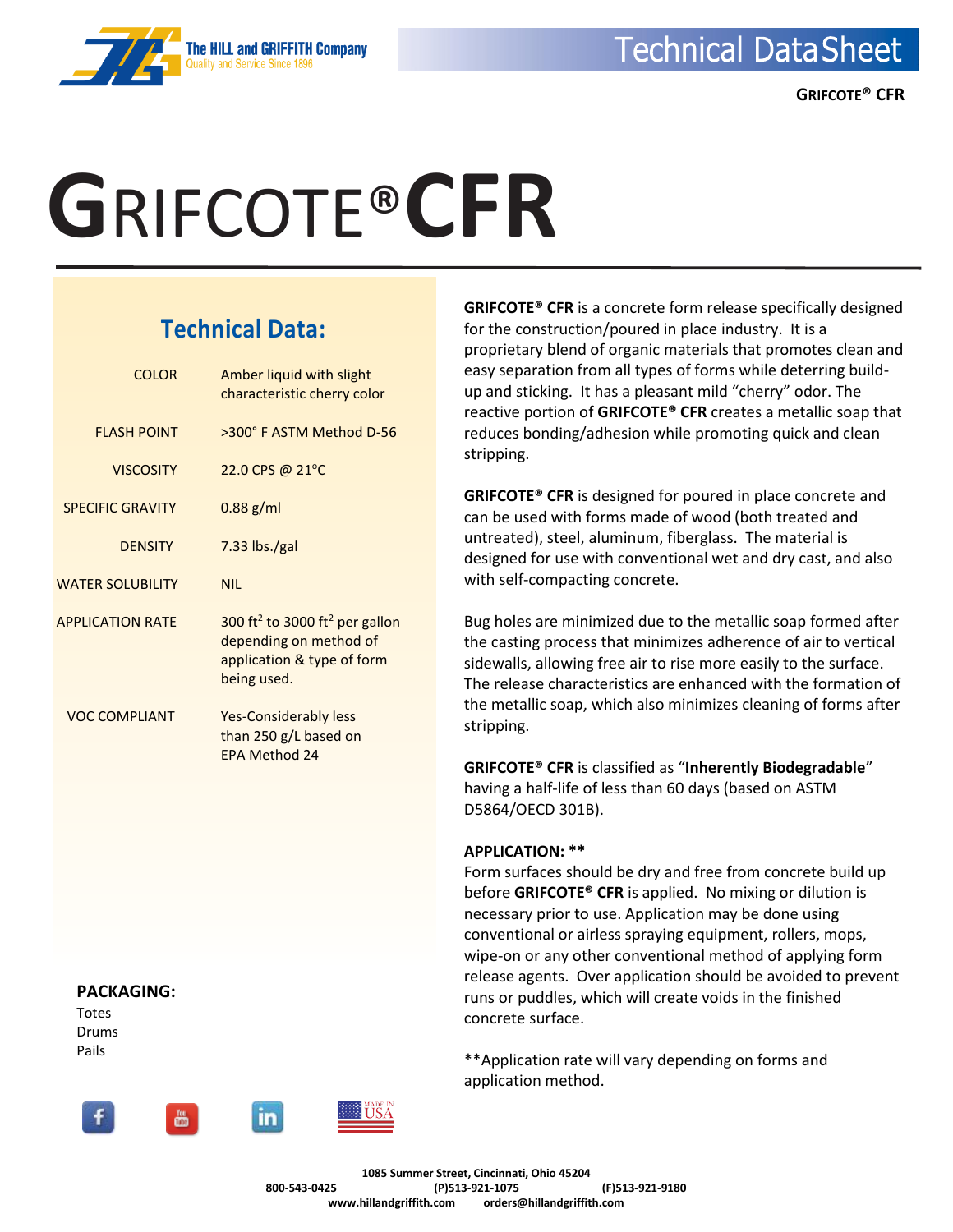# GRIFCOTE® CFR

## Technical Data:

| | |
|---|---|
| COLOR | Amber liquid with slight characteristic cherry color |
| FLASH POINT | >300° F ASTM Method D-56 |
| VISCOSITY | 22.0 CPS @ 21°C |
| SPECIFIC GRAVITY | 0.88 g/ml |
| DENSITY | 7.33 lbs./gal |
| WATER SOLUBILITY | NIL |
| APPLICATION RATE | 300 $ft^2$ to 3000 $ft^2$ per gallon depending on method of application & type of form being used. |
| VOC COMPLIANT | Yes-Considerably less than 250 g/L based on EPA Method 24 |

**PACKAGING:**

Totes
Drums
Pails

**GRIFCOTE® CFR** is a concrete form release specifically designed for the construction/poured in place industry. It is a proprietary blend of organic materials that promotes clean and easy separation from all types of forms while deterring build-up and sticking. It has a pleasant mild "cherry" odor. The reactive portion of **GRIFCOTE® CFR** creates a metallic soap that reduces bonding/adhesion while promoting quick and clean stripping.

**GRIFCOTE® CFR** is designed for poured in place concrete and can be used with forms made of wood (both treated and untreated), steel, aluminum, fiberglass. The material is designed for use with conventional wet and dry cast, and also with self-compacting concrete.

Bug holes are minimized due to the metallic soap formed after the casting process that minimizes adherence of air to vertical sidewalls, allowing free air to rise more easily to the surface. The release characteristics are enhanced with the formation of the metallic soap, which also minimizes cleaning of forms after stripping.

**GRIFCOTE® CFR** is classified as "**Inherently Biodegradable**" having a half-life of less than 60 days (based on ASTM D5864/OECD 301B).

**APPLICATION: ****

Form surfaces should be dry and free from concrete build up before **GRIFCOTE® CFR** is applied. No mixing or dilution is necessary prior to use. Application may be done using conventional or airless spraying equipment, rollers, mops, wipe-on or any other conventional method of applying form release agents. Over application should be avoided to prevent runs or puddles, which will create voids in the finished concrete surface.

**Application rate will vary depending on forms and application method.

1085 Summer Street, Cincinnati, Ohio 45204
800-543-0425 (P)513-921-1075 (F)513-921-9180
www.hillandgriffith.com orders@hillandgriffith.com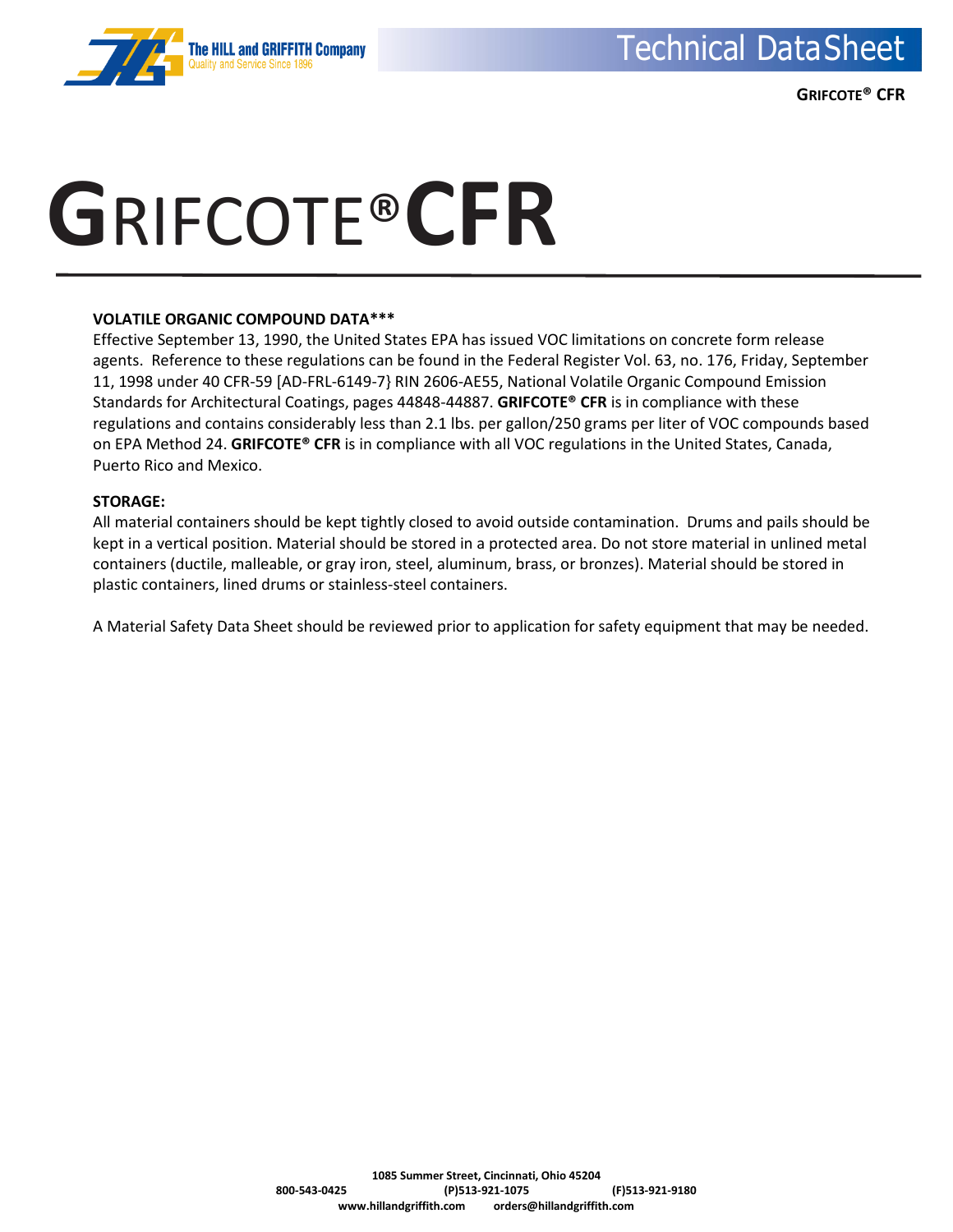# GRIFCOTE® CFR

**VOLATILE ORGANIC COMPOUND DATA*****

Effective September 13, 1990, the United States EPA has issued VOC limitations on concrete form release agents. Reference to these regulations can be found in the Federal Register Vol. 63, no. 176, Friday, September 11, 1998 under 40 CFR-59 [AD-FRL-6149-7} RIN 2606-AE55, National Volatile Organic Compound Emission Standards for Architectural Coatings, pages 44848-44887. **GRIFCOTE® CFR** is in compliance with these regulations and contains considerably less than 2.1 lbs. per gallon/250 grams per liter of VOC compounds based on EPA Method 24. **GRIFCOTE® CFR** is in compliance with all VOC regulations in the United States, Canada, Puerto Rico and Mexico.

**STORAGE:**

All material containers should be kept tightly closed to avoid outside contamination. Drums and pails should be kept in a vertical position. Material should be stored in a protected area. Do not store material in unlined metal containers (ductile, malleable, or gray iron, steel, aluminum, brass, or bronzes). Material should be stored in plastic containers, lined drums or stainless-steel containers.

A Material Safety Data Sheet should be reviewed prior to application for safety equipment that may be needed.

**1085 Summer Street, Cincinnati, Ohio 45204**
**800-543-0425 (P)513-921-1075 (F)513-921-9180**
**www.hillandgriffith.com orders@hillandgriffith.com**